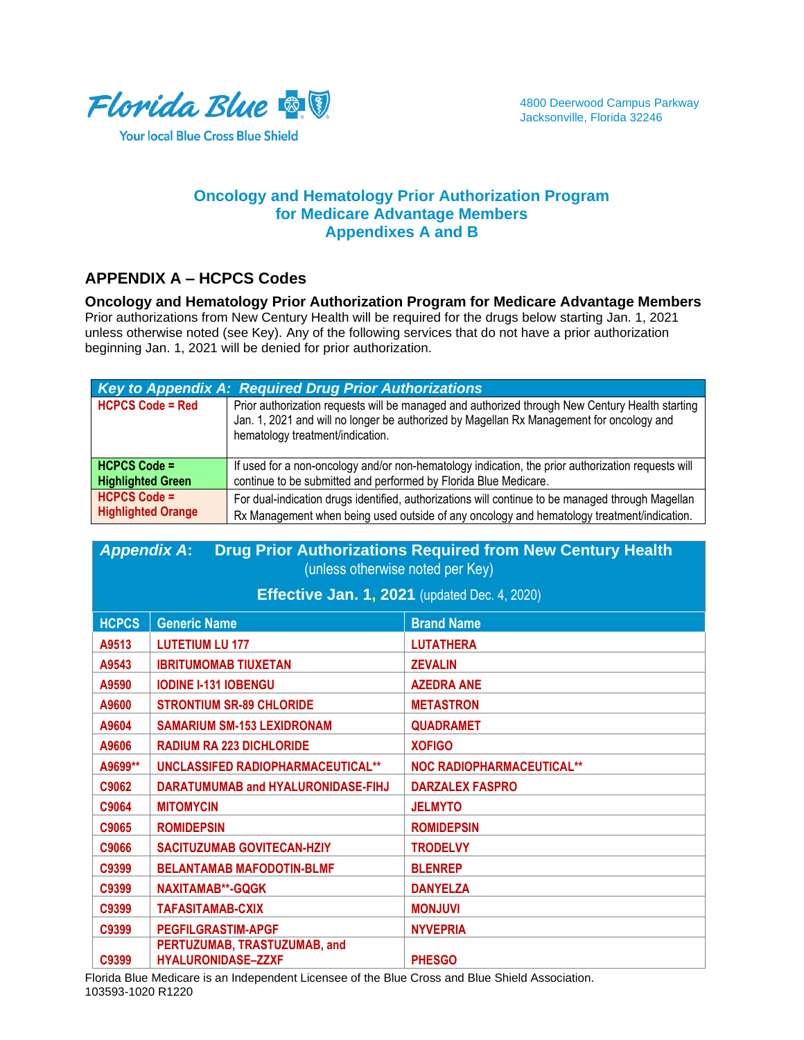Florida Blue

Your local Blue Cross Blue Shield

4800 Deerwood Campus Parkway
Jacksonville, Florida 32246

# Oncology and Hematology Prior Authorization Program for Medicare Advantage Members Appendixes A and B

## APPENDIX A – HCPCS Codes

**Oncology and Hematology Prior Authorization Program for Medicare Advantage Members**
Prior authorizations from New Century Health will be required for the drugs below starting Jan. 1, 2021 unless otherwise noted (see Key). Any of the following services that do not have a prior authorization beginning Jan. 1, 2021 will be denied for prior authorization.

| *Key to Appendix A: Required Drug Prior Authorizations* | |
|---|---|
| **HCPCS Code = Red** | Prior authorization requests will be managed and authorized through New Century Health starting Jan. 1, 2021 and will no longer be authorized by Magellan Rx Management for oncology and hematology treatment/indication. |
| **HCPCS Code = Highlighted Green** | If used for a non-oncology and/or non-hematology indication, the prior authorization requests will continue to be submitted and performed by Florida Blue Medicare. |
| **HCPCS Code = Highlighted Orange** | For dual-indication drugs identified, authorizations will continue to be managed through Magellan Rx Management when being used outside of any oncology and hematology treatment/indication. |

***Appendix A*: Drug Prior Authorizations Required from New Century Health** (unless otherwise noted per Key)

**Effective Jan. 1, 2021** (updated Dec. 4, 2020)

| HCPCS | Generic Name | Brand Name |
|---|---|---|
| A9513 | LUTETIUM LU 177 | LUTATHERA |
| A9543 | IBRITUMOMAB TIUXETAN | ZEVALIN |
| A9590 | IODINE I-131 IOBENGU | AZEDRA ANE |
| A9600 | STRONTIUM SR-89 CHLORIDE | METASTRON |
| A9604 | SAMARIUM SM-153 LEXIDRONAM | QUADRAMET |
| A9606 | RADIUM RA 223 DICHLORIDE | XOFIGO |
| A9699** | UNCLASSIFED RADIOPHARMACEUTICAL** | NOC RADIOPHARMACEUTICAL** |
| C9062 | DARATUMUMAB and HYALURONIDASE-FIHJ | DARZALEX FASPRO |
| C9064 | MITOMYCIN | JELMYTO |
| C9065 | ROMIDEPSIN | ROMIDEPSIN |
| C9066 | SACITUZUMAB GOVITECAN-HZIY | TRODELVY |
| C9399 | BELANTAMAB MAFODOTIN-BLMF | BLENREP |
| C9399 | NAXITAMAB**-GQGK | DANYELZA |
| C9399 | TAFASITAMAB-CXIX | MONJUVI |
| C9399 | PEGFILGRASTIM-APGF | NYVEPRIA |
| C9399 | PERTUZUMAB, TRASTUZUMAB, and HYALURONIDASE–ZZXF | PHESGO |

Florida Blue Medicare is an Independent Licensee of the Blue Cross and Blue Shield Association.
103593-1020 R1220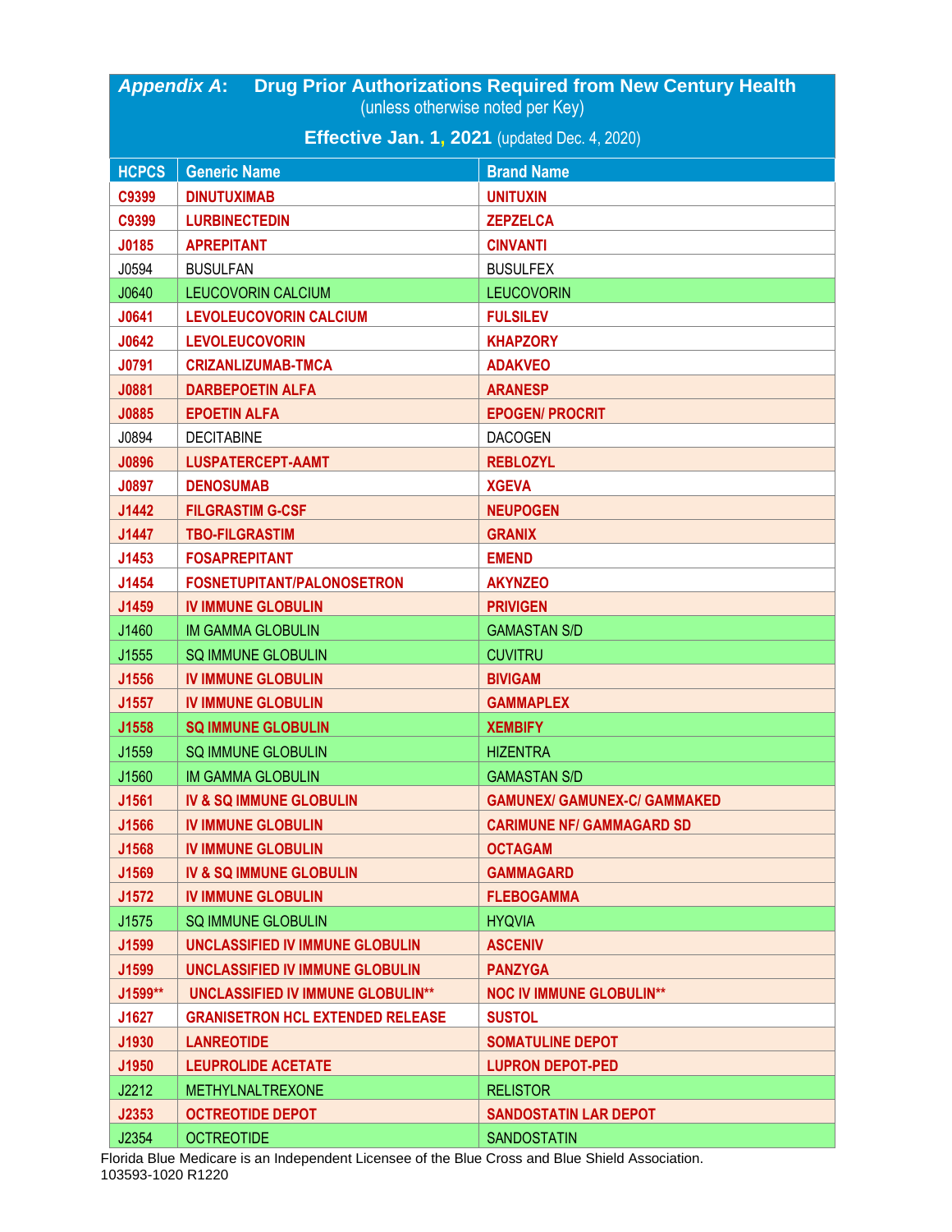## *Appendix A*: Drug Prior Authorizations Required from New Century Health

(unless otherwise noted per Key)

**Effective Jan. 1, 2021** (updated Dec. 4, 2020)

| HCPCS | Generic Name | Brand Name |
|---|---|---|
| C9399 | DINUTUXIMAB | UNITUXIN |
| C9399 | LURBINECTEDIN | ZEPZELCA |
| J0185 | APREPITANT | CINVANTI |
| J0594 | BUSULFAN | BUSULFEX |
| J0640 | LEUCOVORIN CALCIUM | LEUCOVORIN |
| J0641 | LEVOLEUCOVORIN CALCIUM | FULSILEV |
| J0642 | LEVOLEUCOVORIN | KHAPZORY |
| J0791 | CRIZANLIZUMAB-TMCA | ADAKVEO |
| J0881 | DARBEPOETIN ALFA | ARANESP |
| J0885 | EPOETIN ALFA | EPOGEN/ PROCRIT |
| J0894 | DECITABINE | DACOGEN |
| J0896 | LUSPATERCEPT-AAMT | REBLOZYL |
| J0897 | DENOSUMAB | XGEVA |
| J1442 | FILGRASTIM G-CSF | NEUPOGEN |
| J1447 | TBO-FILGRASTIM | GRANIX |
| J1453 | FOSAPREPITANT | EMEND |
| J1454 | FOSNETUPITANT/PALONOSETRON | AKYNZEO |
| J1459 | IV IMMUNE GLOBULIN | PRIVIGEN |
| J1460 | IM GAMMA GLOBULIN | GAMASTAN S/D |
| J1555 | SQ IMMUNE GLOBULIN | CUVITRU |
| J1556 | IV IMMUNE GLOBULIN | BIVIGAM |
| J1557 | IV IMMUNE GLOBULIN | GAMMAPLEX |
| J1558 | SQ IMMUNE GLOBULIN | XEMBIFY |
| J1559 | SQ IMMUNE GLOBULIN | HIZENTRA |
| J1560 | IM GAMMA GLOBULIN | GAMASTAN S/D |
| J1561 | IV & SQ IMMUNE GLOBULIN | GAMUNEX/ GAMUNEX-C/ GAMMAKED |
| J1566 | IV IMMUNE GLOBULIN | CARIMUNE NF/ GAMMAGARD SD |
| J1568 | IV IMMUNE GLOBULIN | OCTAGAM |
| J1569 | IV & SQ IMMUNE GLOBULIN | GAMMAGARD |
| J1572 | IV IMMUNE GLOBULIN | FLEBOGAMMA |
| J1575 | SQ IMMUNE GLOBULIN | HYQVIA |
| J1599 | UNCLASSIFIED IV IMMUNE GLOBULIN | ASCENIV |
| J1599 | UNCLASSIFIED IV IMMUNE GLOBULIN | PANZYGA |
| J1599** | UNCLASSIFIED IV IMMUNE GLOBULIN** | NOC IV IMMUNE GLOBULIN** |
| J1627 | GRANISETRON HCL EXTENDED RELEASE | SUSTOL |
| J1930 | LANREOTIDE | SOMATULINE DEPOT |
| J1950 | LEUPROLIDE ACETATE | LUPRON DEPOT-PED |
| J2212 | METHYLNALTREXONE | RELISTOR |
| J2353 | OCTREOTIDE DEPOT | SANDOSTATIN LAR DEPOT |
| J2354 | OCTREOTIDE | SANDOSTATIN |

Florida Blue Medicare is an Independent Licensee of the Blue Cross and Blue Shield Association.
103593-1020 R1220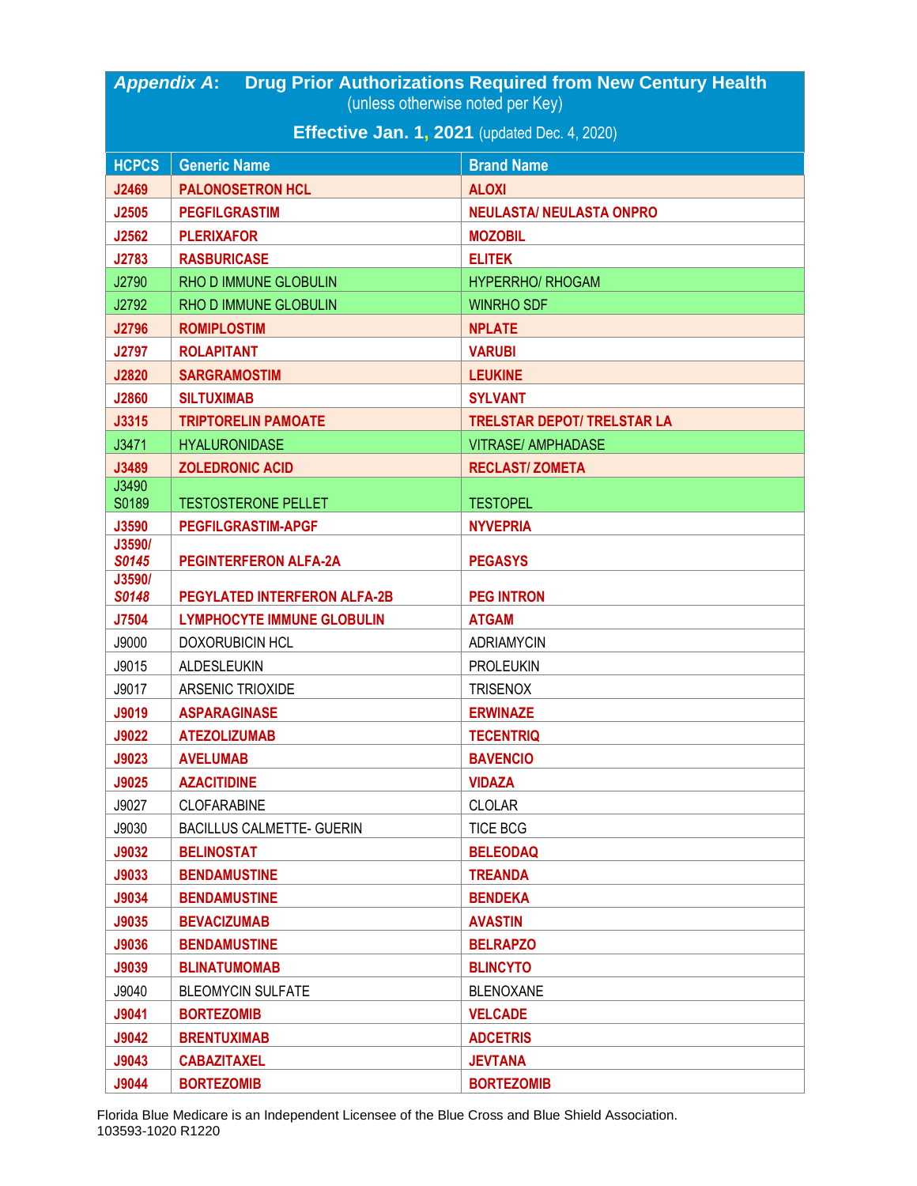## *Appendix A*: Drug Prior Authorizations Required from New Century Health

(unless otherwise noted per Key)

**Effective Jan. 1, 2021** (updated Dec. 4, 2020)

| HCPCS | Generic Name | Brand Name |
|---|---|---|
| **J2469** | **PALONOSETRON HCL** | **ALOXI** |
| **J2505** | **PEGFILGRASTIM** | **NEULASTA/ NEULASTA ONPRO** |
| **J2562** | **PLERIXAFOR** | **MOZOBIL** |
| **J2783** | **RASBURICASE** | **ELITEK** |
| J2790 | RHO D IMMUNE GLOBULIN | HYPERRHO/ RHOGAM |
| J2792 | RHO D IMMUNE GLOBULIN | WINRHO SDF |
| **J2796** | **ROMIPLOSTIM** | **NPLATE** |
| **J2797** | **ROLAPITANT** | **VARUBI** |
| **J2820** | **SARGRAMOSTIM** | **LEUKINE** |
| **J2860** | **SILTUXIMAB** | **SYLVANT** |
| **J3315** | **TRIPTORELIN PAMOATE** | **TRELSTAR DEPOT/ TRELSTAR LA** |
| J3471 | HYALURONIDASE | VITRASE/ AMPHADASE |
| **J3489** | **ZOLEDRONIC ACID** | **RECLAST/ ZOMETA** |
| J3490 S0189 | TESTOSTERONE PELLET | TESTOPEL |
| **J3590** | **PEGFILGRASTIM-APGF** | **NYVEPRIA** |
| **J3590/ *S0145*** | **PEGINTERFERON ALFA-2A** | **PEGASYS** |
| **J3590/ *S0148*** | **PEGYLATED INTERFERON ALFA-2B** | **PEG INTRON** |
| **J7504** | **LYMPHOCYTE IMMUNE GLOBULIN** | **ATGAM** |
| J9000 | DOXORUBICIN HCL | ADRIAMYCIN |
| J9015 | ALDESLEUKIN | PROLEUKIN |
| J9017 | ARSENIC TRIOXIDE | TRISENOX |
| **J9019** | **ASPARAGINASE** | **ERWINAZE** |
| **J9022** | **ATEZOLIZUMAB** | **TECENTRIQ** |
| **J9023** | **AVELUMAB** | **BAVENCIO** |
| **J9025** | **AZACITIDINE** | **VIDAZA** |
| J9027 | CLOFARABINE | CLOLAR |
| J9030 | BACILLUS CALMETTE- GUERIN | TICE BCG |
| **J9032** | **BELINOSTAT** | **BELEODAQ** |
| **J9033** | **BENDAMUSTINE** | **TREANDA** |
| **J9034** | **BENDAMUSTINE** | **BENDEKA** |
| **J9035** | **BEVACIZUMAB** | **AVASTIN** |
| **J9036** | **BENDAMUSTINE** | **BELRAPZO** |
| **J9039** | **BLINATUMOMAB** | **BLINCYTO** |
| J9040 | BLEOMYCIN SULFATE | BLENOXANE |
| **J9041** | **BORTEZOMIB** | **VELCADE** |
| **J9042** | **BRENTUXIMAB** | **ADCETRIS** |
| **J9043** | **CABAZITAXEL** | **JEVTANA** |
| **J9044** | **BORTEZOMIB** | **BORTEZOMIB** |

Florida Blue Medicare is an Independent Licensee of the Blue Cross and Blue Shield Association.
103593-1020 R1220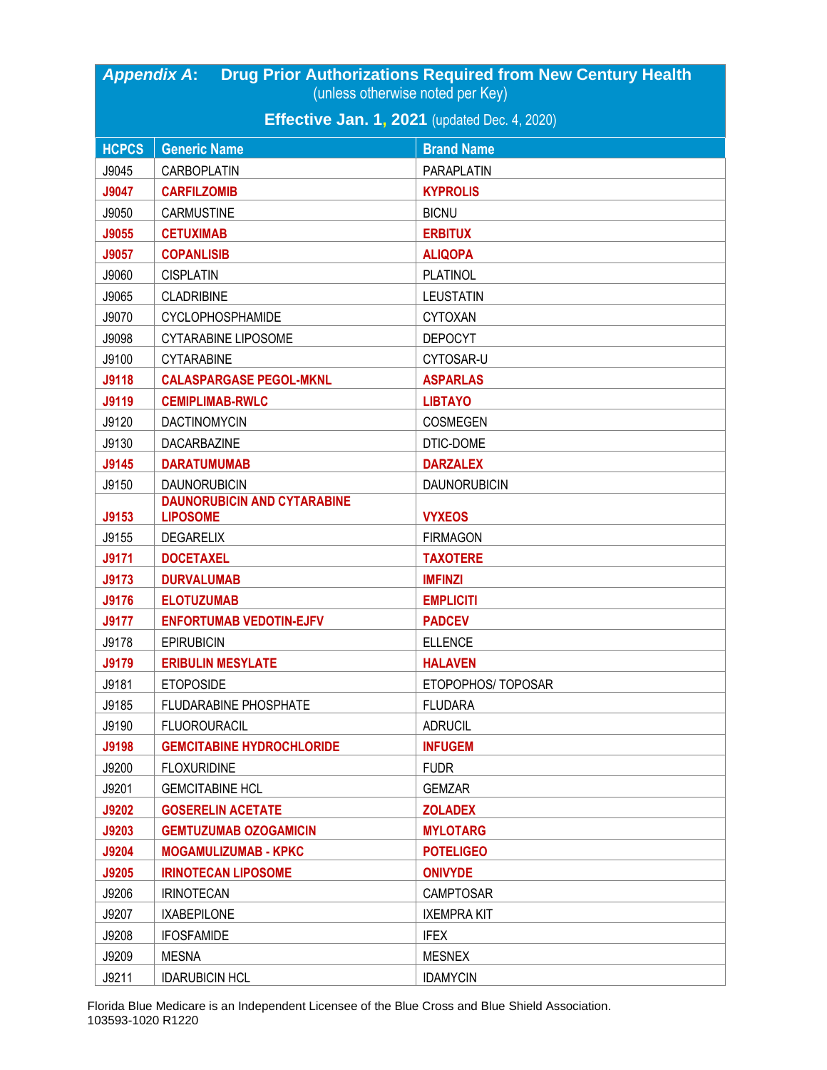## *Appendix A*: Drug Prior Authorizations Required from New Century Health

(unless otherwise noted per Key)

**Effective Jan. 1, 2021** (updated Dec. 4, 2020)

| HCPCS | Generic Name | Brand Name |
|---|---|---|
| J9045 | CARBOPLATIN | PARAPLATIN |
| **J9047** | **CARFILZOMIB** | **KYPROLIS** |
| J9050 | CARMUSTINE | BICNU |
| **J9055** | **CETUXIMAB** | **ERBITUX** |
| **J9057** | **COPANLISIB** | **ALIQOPA** |
| J9060 | CISPLATIN | PLATINOL |
| J9065 | CLADRIBINE | LEUSTATIN |
| J9070 | CYCLOPHOSPHAMIDE | CYTOXAN |
| J9098 | CYTARABINE LIPOSOME | DEPOCYT |
| J9100 | CYTARABINE | CYTOSAR-U |
| **J9118** | **CALASPARGASE PEGOL-MKNL** | **ASPARLAS** |
| **J9119** | **CEMIPLIMAB-RWLC** | **LIBTAYO** |
| J9120 | DACTINOMYCIN | COSMEGEN |
| J9130 | DACARBAZINE | DTIC-DOME |
| **J9145** | **DARATUMUMAB** | **DARZALEX** |
| J9150 | DAUNORUBICIN | DAUNORUBICIN |
| **J9153** | **DAUNORUBICIN AND CYTARABINE LIPOSOME** | **VYXEOS** |
| J9155 | DEGARELIX | FIRMAGON |
| **J9171** | **DOCETAXEL** | **TAXOTERE** |
| **J9173** | **DURVALUMAB** | **IMFINZI** |
| **J9176** | **ELOTUZUMAB** | **EMPLICITI** |
| **J9177** | **ENFORTUMAB VEDOTIN-EJFV** | **PADCEV** |
| J9178 | EPIRUBICIN | ELLENCE |
| **J9179** | **ERIBULIN MESYLATE** | **HALAVEN** |
| J9181 | ETOPOSIDE | ETOPOPHOS/ TOPOSAR |
| J9185 | FLUDARABINE PHOSPHATE | FLUDARA |
| J9190 | FLUOROURACIL | ADRUCIL |
| **J9198** | **GEMCITABINE HYDROCHLORIDE** | **INFUGEM** |
| J9200 | FLOXURIDINE | FUDR |
| J9201 | GEMCITABINE HCL | GEMZAR |
| **J9202** | **GOSERELIN ACETATE** | **ZOLADEX** |
| **J9203** | **GEMTUZUMAB OZOGAMICIN** | **MYLOTARG** |
| **J9204** | **MOGAMULIZUMAB - KPKC** | **POTELIGEO** |
| **J9205** | **IRINOTECAN LIPOSOME** | **ONIVYDE** |
| J9206 | IRINOTECAN | CAMPTOSAR |
| J9207 | IXABEPILONE | IXEMPRA KIT |
| J9208 | IFOSFAMIDE | IFEX |
| J9209 | MESNA | MESNEX |
| J9211 | IDARUBICIN HCL | IDAMYCIN |

Florida Blue Medicare is an Independent Licensee of the Blue Cross and Blue Shield Association.
103593-1020 R1220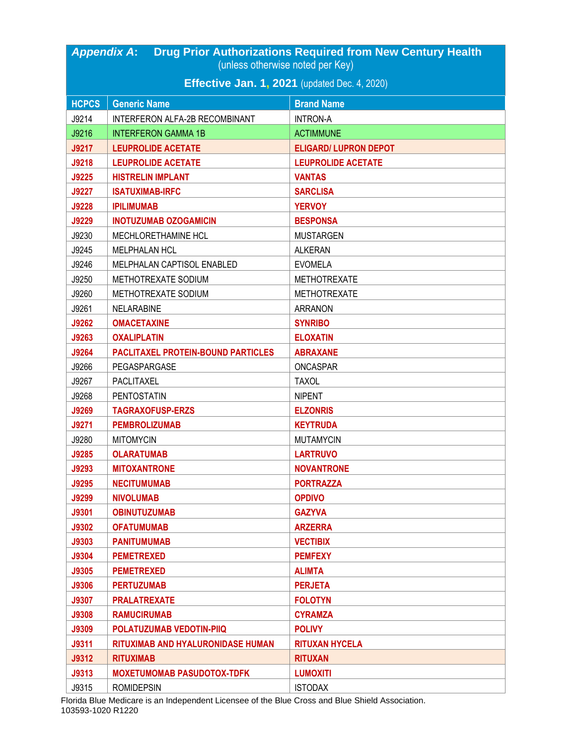## *Appendix A*: Drug Prior Authorizations Required from New Century Health

(unless otherwise noted per Key)

**Effective Jan. 1, 2021** (updated Dec. 4, 2020)

| HCPCS | Generic Name | Brand Name |
|---|---|---|
| J9214 | INTERFERON ALFA-2B RECOMBINANT | INTRON-A |
| J9216 | INTERFERON GAMMA 1B | ACTIMMUNE |
| **J9217** | **LEUPROLIDE ACETATE** | **ELIGARD/ LUPRON DEPOT** |
| **J9218** | **LEUPROLIDE ACETATE** | **LEUPROLIDE ACETATE** |
| **J9225** | **HISTRELIN IMPLANT** | **VANTAS** |
| **J9227** | **ISATUXIMAB-IRFC** | **SARCLISA** |
| **J9228** | **IPILIMUMAB** | **YERVOY** |
| **J9229** | **INOTUZUMAB OZOGAMICIN** | **BESPONSA** |
| J9230 | MECHLORETHAMINE HCL | MUSTARGEN |
| J9245 | MELPHALAN HCL | ALKERAN |
| J9246 | MELPHALAN CAPTISOL ENABLED | EVOMELA |
| J9250 | METHOTREXATE SODIUM | METHOTREXATE |
| J9260 | METHOTREXATE SODIUM | METHOTREXATE |
| J9261 | NELARABINE | ARRANON |
| **J9262** | **OMACETAXINE** | **SYNRIBO** |
| **J9263** | **OXALIPLATIN** | **ELOXATIN** |
| **J9264** | **PACLITAXEL PROTEIN-BOUND PARTICLES** | **ABRAXANE** |
| J9266 | PEGASPARGASE | ONCASPAR |
| J9267 | PACLITAXEL | TAXOL |
| J9268 | PENTOSTATIN | NIPENT |
| **J9269** | **TAGRAXOFUSP-ERZS** | **ELZONRIS** |
| **J9271** | **PEMBROLIZUMAB** | **KEYTRUDA** |
| J9280 | MITOMYCIN | MUTAMYCIN |
| **J9285** | **OLARATUMAB** | **LARTRUVO** |
| **J9293** | **MITOXANTRONE** | **NOVANTRONE** |
| **J9295** | **NECITUMUMAB** | **PORTRAZZA** |
| **J9299** | **NIVOLUMAB** | **OPDIVO** |
| **J9301** | **OBINUTUZUMAB** | **GAZYVA** |
| **J9302** | **OFATUMUMAB** | **ARZERRA** |
| **J9303** | **PANITUMUMAB** | **VECTIBIX** |
| **J9304** | **PEMETREXED** | **PEMFEXY** |
| **J9305** | **PEMETREXED** | **ALIMTA** |
| **J9306** | **PERTUZUMAB** | **PERJETA** |
| **J9307** | **PRALATREXATE** | **FOLOTYN** |
| **J9308** | **RAMUCIRUMAB** | **CYRAMZA** |
| **J9309** | **POLATUZUMAB VEDOTIN-PIIQ** | **POLIVY** |
| **J9311** | **RITUXIMAB AND HYALURONIDASE HUMAN** | **RITUXAN HYCELA** |
| **J9312** | **RITUXIMAB** | **RITUXAN** |
| **J9313** | **MOXETUMOMAB PASUDOTOX-TDFK** | **LUMOXITI** |
| J9315 | ROMIDEPSIN | ISTODAX |

Florida Blue Medicare is an Independent Licensee of the Blue Cross and Blue Shield Association.
103593-1020 R1220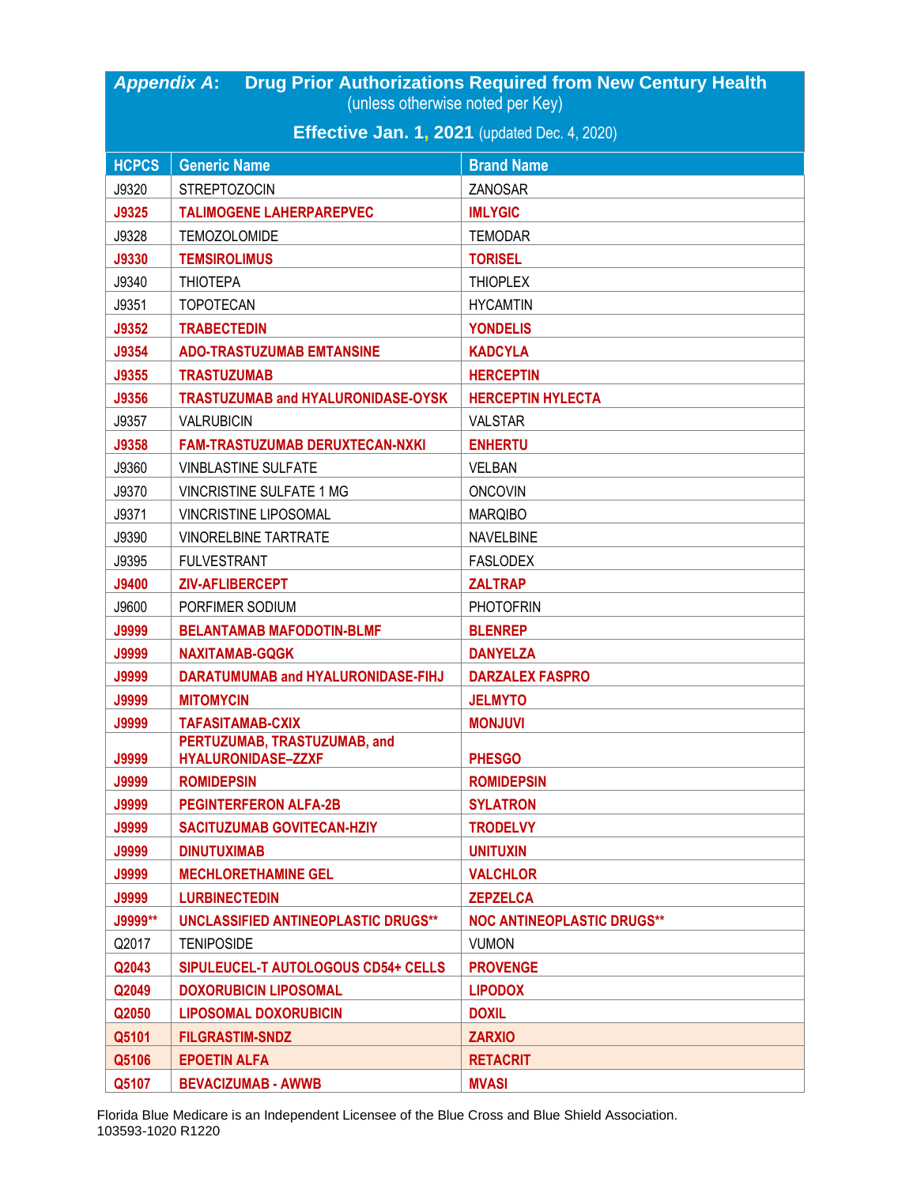## *Appendix A*: Drug Prior Authorizations Required from New Century Health

(unless otherwise noted per Key)

**Effective Jan. 1, 2021** (updated Dec. 4, 2020)

| HCPCS | Generic Name | Brand Name |
|---|---|---|
| J9320 | STREPTOZOCIN | ZANOSAR |
| **J9325** | **TALIMOGENE LAHERPAREPVEC** | **IMLYGIC** |
| J9328 | TEMOZOLOMIDE | TEMODAR |
| **J9330** | **TEMSIROLIMUS** | **TORISEL** |
| J9340 | THIOTEPA | THIOPLEX |
| J9351 | TOPOTECAN | HYCAMTIN |
| **J9352** | **TRABECTEDIN** | **YONDELIS** |
| **J9354** | **ADO-TRASTUZUMAB EMTANSINE** | **KADCYLA** |
| **J9355** | **TRASTUZUMAB** | **HERCEPTIN** |
| **J9356** | **TRASTUZUMAB and HYALURONIDASE-OYSK** | **HERCEPTIN HYLECTA** |
| J9357 | VALRUBICIN | VALSTAR |
| **J9358** | **FAM-TRASTUZUMAB DERUXTECAN-NXKI** | **ENHERTU** |
| J9360 | VINBLASTINE SULFATE | VELBAN |
| J9370 | VINCRISTINE SULFATE 1 MG | ONCOVIN |
| J9371 | VINCRISTINE LIPOSOMAL | MARQIBO |
| J9390 | VINORELBINE TARTRATE | NAVELBINE |
| J9395 | FULVESTRANT | FASLODEX |
| **J9400** | **ZIV-AFLIBERCEPT** | **ZALTRAP** |
| J9600 | PORFIMER SODIUM | PHOTOFRIN |
| **J9999** | **BELANTAMAB MAFODOTIN-BLMF** | **BLENREP** |
| **J9999** | **NAXITAMAB-GQGK** | **DANYELZA** |
| **J9999** | **DARATUMUMAB and HYALURONIDASE-FIHJ** | **DARZALEX FASPRO** |
| **J9999** | **MITOMYCIN** | **JELMYTO** |
| **J9999** | **TAFASITAMAB-CXIX** | **MONJUVI** |
| **J9999** | **PERTUZUMAB, TRASTUZUMAB, and HYALURONIDASE–ZZXF** | **PHESGO** |
| **J9999** | **ROMIDEPSIN** | **ROMIDEPSIN** |
| **J9999** | **PEGINTERFERON ALFA-2B** | **SYLATRON** |
| **J9999** | **SACITUZUMAB GOVITECAN-HZIY** | **TRODELVY** |
| **J9999** | **DINUTUXIMAB** | **UNITUXIN** |
| **J9999** | **MECHLORETHAMINE GEL** | **VALCHLOR** |
| **J9999** | **LURBINECTEDIN** | **ZEPZELCA** |
| **J9999**** | **UNCLASSIFIED ANTINEOPLASTIC DRUGS**** | **NOC ANTINEOPLASTIC DRUGS**** |
| Q2017 | TENIPOSIDE | VUMON |
| **Q2043** | **SIPULEUCEL-T AUTOLOGOUS CD54+ CELLS** | **PROVENGE** |
| **Q2049** | **DOXORUBICIN LIPOSOMAL** | **LIPODOX** |
| **Q2050** | **LIPOSOMAL DOXORUBICIN** | **DOXIL** |
| **Q5101** | **FILGRASTIM-SNDZ** | **ZARXIO** |
| **Q5106** | **EPOETIN ALFA** | **RETACRIT** |
| **Q5107** | **BEVACIZUMAB - AWWB** | **MVASI** |

Florida Blue Medicare is an Independent Licensee of the Blue Cross and Blue Shield Association.
103593-1020 R1220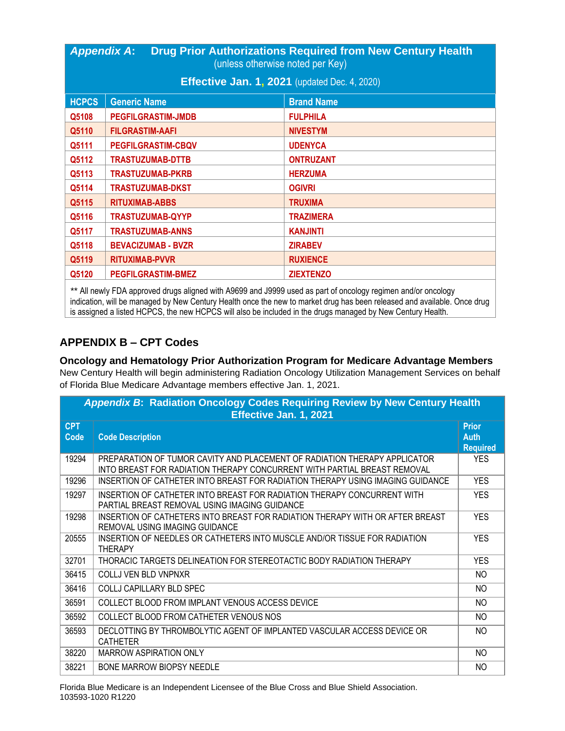| *Appendix A*: Drug Prior Authorizations Required from New Century Health (unless otherwise noted per Key) Effective Jan. 1, 2021 (updated Dec. 4, 2020) | | |
|---|---|---|
| **HCPCS** | **Generic Name** | **Brand Name** |
| Q5108 | PEGFILGRASTIM-JMDB | FULPHILA |
| Q5110 | FILGRASTIM-AAFI | NIVESTYM |
| Q5111 | PEGFILGRASTIM-CBQV | UDENYCA |
| Q5112 | TRASTUZUMAB-DTTB | ONTRUZANT |
| Q5113 | TRASTUZUMAB-PKRB | HERZUMA |
| Q5114 | TRASTUZUMAB-DKST | OGIVRI |
| Q5115 | RITUXIMAB-ABBS | TRUXIMA |
| Q5116 | TRASTUZUMAB-QYYP | TRAZIMERA |
| Q5117 | TRASTUZUMAB-ANNS | KANJINTI |
| Q5118 | BEVACIZUMAB - BVZR | ZIRABEV |
| Q5119 | RITUXIMAB-PVVR | RUXIENCE |
| Q5120 | PEGFILGRASTIM-BMEZ | ZIEXTENZO |

** All newly FDA approved drugs aligned with A9699 and J9999 used as part of oncology regimen and/or oncology indication, will be managed by New Century Health once the new to market drug has been released and available. Once drug is assigned a listed HCPCS, the new HCPCS will also be included in the drugs managed by New Century Health.

## APPENDIX B – CPT Codes

### Oncology and Hematology Prior Authorization Program for Medicare Advantage Members

New Century Health will begin administering Radiation Oncology Utilization Management Services on behalf of Florida Blue Medicare Advantage members effective Jan. 1, 2021.

| *Appendix B*: Radiation Oncology Codes Requiring Review by New Century Health Effective Jan. 1, 2021 | | |
|---|---|---|
| **CPT Code** | **Code Description** | **Prior Auth Required** |
| 19294 | PREPARATION OF TUMOR CAVITY AND PLACEMENT OF RADIATION THERAPY APPLICATOR INTO BREAST FOR RADIATION THERAPY CONCURRENT WITH PARTIAL BREAST REMOVAL | YES |
| 19296 | INSERTION OF CATHETER INTO BREAST FOR RADIATION THERAPY USING IMAGING GUIDANCE | YES |
| 19297 | INSERTION OF CATHETER INTO BREAST FOR RADIATION THERAPY CONCURRENT WITH PARTIAL BREAST REMOVAL USING IMAGING GUIDANCE | YES |
| 19298 | INSERTION OF CATHETERS INTO BREAST FOR RADIATION THERAPY WITH OR AFTER BREAST REMOVAL USING IMAGING GUIDANCE | YES |
| 20555 | INSERTION OF NEEDLES OR CATHETERS INTO MUSCLE AND/OR TISSUE FOR RADIATION THERAPY | YES |
| 32701 | THORACIC TARGETS DELINEATION FOR STEREOTACTIC BODY RADIATION THERAPY | YES |
| 36415 | COLLJ VEN BLD VNPNXR | NO |
| 36416 | COLLJ CAPILLARY BLD SPEC | NO |
| 36591 | COLLECT BLOOD FROM IMPLANT VENOUS ACCESS DEVICE | NO |
| 36592 | COLLECT BLOOD FROM CATHETER VENOUS NOS | NO |
| 36593 | DECLOTTING BY THROMBOLYTIC AGENT OF IMPLANTED VASCULAR ACCESS DEVICE OR CATHETER | NO |
| 38220 | MARROW ASPIRATION ONLY | NO |
| 38221 | BONE MARROW BIOPSY NEEDLE | NO |

Florida Blue Medicare is an Independent Licensee of the Blue Cross and Blue Shield Association.
103593-1020 R1220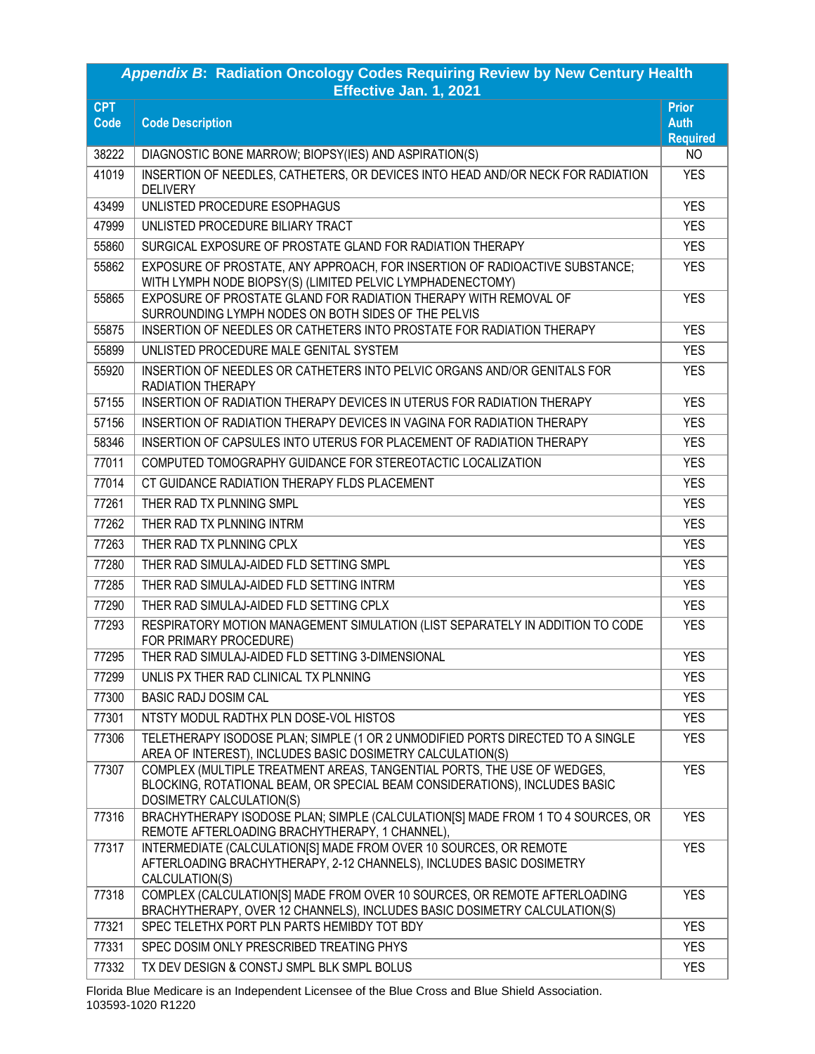| ***Appendix B*: Radiation Oncology Codes Requiring Review by New Century Health Effective Jan. 1, 2021** | | |
|---|---|---|
| **CPT Code** | **Code Description** | **Prior Auth Required** |
| 38222 | DIAGNOSTIC BONE MARROW; BIOPSY(IES) AND ASPIRATION(S) | NO |
| 41019 | INSERTION OF NEEDLES, CATHETERS, OR DEVICES INTO HEAD AND/OR NECK FOR RADIATION DELIVERY | YES |
| 43499 | UNLISTED PROCEDURE ESOPHAGUS | YES |
| 47999 | UNLISTED PROCEDURE BILIARY TRACT | YES |
| 55860 | SURGICAL EXPOSURE OF PROSTATE GLAND FOR RADIATION THERAPY | YES |
| 55862 | EXPOSURE OF PROSTATE, ANY APPROACH, FOR INSERTION OF RADIOACTIVE SUBSTANCE; WITH LYMPH NODE BIOPSY(S) (LIMITED PELVIC LYMPHADENECTOMY) | YES |
| 55865 | EXPOSURE OF PROSTATE GLAND FOR RADIATION THERAPY WITH REMOVAL OF SURROUNDING LYMPH NODES ON BOTH SIDES OF THE PELVIS | YES |
| 55875 | INSERTION OF NEEDLES OR CATHETERS INTO PROSTATE FOR RADIATION THERAPY | YES |
| 55899 | UNLISTED PROCEDURE MALE GENITAL SYSTEM | YES |
| 55920 | INSERTION OF NEEDLES OR CATHETERS INTO PELVIC ORGANS AND/OR GENITALS FOR RADIATION THERAPY | YES |
| 57155 | INSERTION OF RADIATION THERAPY DEVICES IN UTERUS FOR RADIATION THERAPY | YES |
| 57156 | INSERTION OF RADIATION THERAPY DEVICES IN VAGINA FOR RADIATION THERAPY | YES |
| 58346 | INSERTION OF CAPSULES INTO UTERUS FOR PLACEMENT OF RADIATION THERAPY | YES |
| 77011 | COMPUTED TOMOGRAPHY GUIDANCE FOR STEREOTACTIC LOCALIZATION | YES |
| 77014 | CT GUIDANCE RADIATION THERAPY FLDS PLACEMENT | YES |
| 77261 | THER RAD TX PLNNING SMPL | YES |
| 77262 | THER RAD TX PLNNING INTRM | YES |
| 77263 | THER RAD TX PLNNING CPLX | YES |
| 77280 | THER RAD SIMULAJ-AIDED FLD SETTING SMPL | YES |
| 77285 | THER RAD SIMULAJ-AIDED FLD SETTING INTRM | YES |
| 77290 | THER RAD SIMULAJ-AIDED FLD SETTING CPLX | YES |
| 77293 | RESPIRATORY MOTION MANAGEMENT SIMULATION (LIST SEPARATELY IN ADDITION TO CODE FOR PRIMARY PROCEDURE) | YES |
| 77295 | THER RAD SIMULAJ-AIDED FLD SETTING 3-DIMENSIONAL | YES |
| 77299 | UNLIS PX THER RAD CLINICAL TX PLNNING | YES |
| 77300 | BASIC RADJ DOSIM CAL | YES |
| 77301 | NTSTY MODUL RADTHX PLN DOSE-VOL HISTOS | YES |
| 77306 | TELETHERAPY ISODOSE PLAN; SIMPLE (1 OR 2 UNMODIFIED PORTS DIRECTED TO A SINGLE AREA OF INTEREST), INCLUDES BASIC DOSIMETRY CALCULATION(S) | YES |
| 77307 | COMPLEX (MULTIPLE TREATMENT AREAS, TANGENTIAL PORTS, THE USE OF WEDGES, BLOCKING, ROTATIONAL BEAM, OR SPECIAL BEAM CONSIDERATIONS), INCLUDES BASIC DOSIMETRY CALCULATION(S) | YES |
| 77316 | BRACHYTHERAPY ISODOSE PLAN; SIMPLE (CALCULATION[S] MADE FROM 1 TO 4 SOURCES, OR REMOTE AFTERLOADING BRACHYTHERAPY, 1 CHANNEL), | YES |
| 77317 | INTERMEDIATE (CALCULATION[S] MADE FROM OVER 10 SOURCES, OR REMOTE AFTERLOADING BRACHYTHERAPY, 2-12 CHANNELS), INCLUDES BASIC DOSIMETRY CALCULATION(S) | YES |
| 77318 | COMPLEX (CALCULATION[S] MADE FROM OVER 10 SOURCES, OR REMOTE AFTERLOADING BRACHYTHERAPY, OVER 12 CHANNELS), INCLUDES BASIC DOSIMETRY CALCULATION(S) | YES |
| 77321 | SPEC TELETHX PORT PLN PARTS HEMIBDY TOT BDY | YES |
| 77331 | SPEC DOSIM ONLY PRESCRIBED TREATING PHYS | YES |
| 77332 | TX DEV DESIGN & CONSTJ SMPL BLK SMPL BOLUS | YES |

Florida Blue Medicare is an Independent Licensee of the Blue Cross and Blue Shield Association.
103593-1020 R1220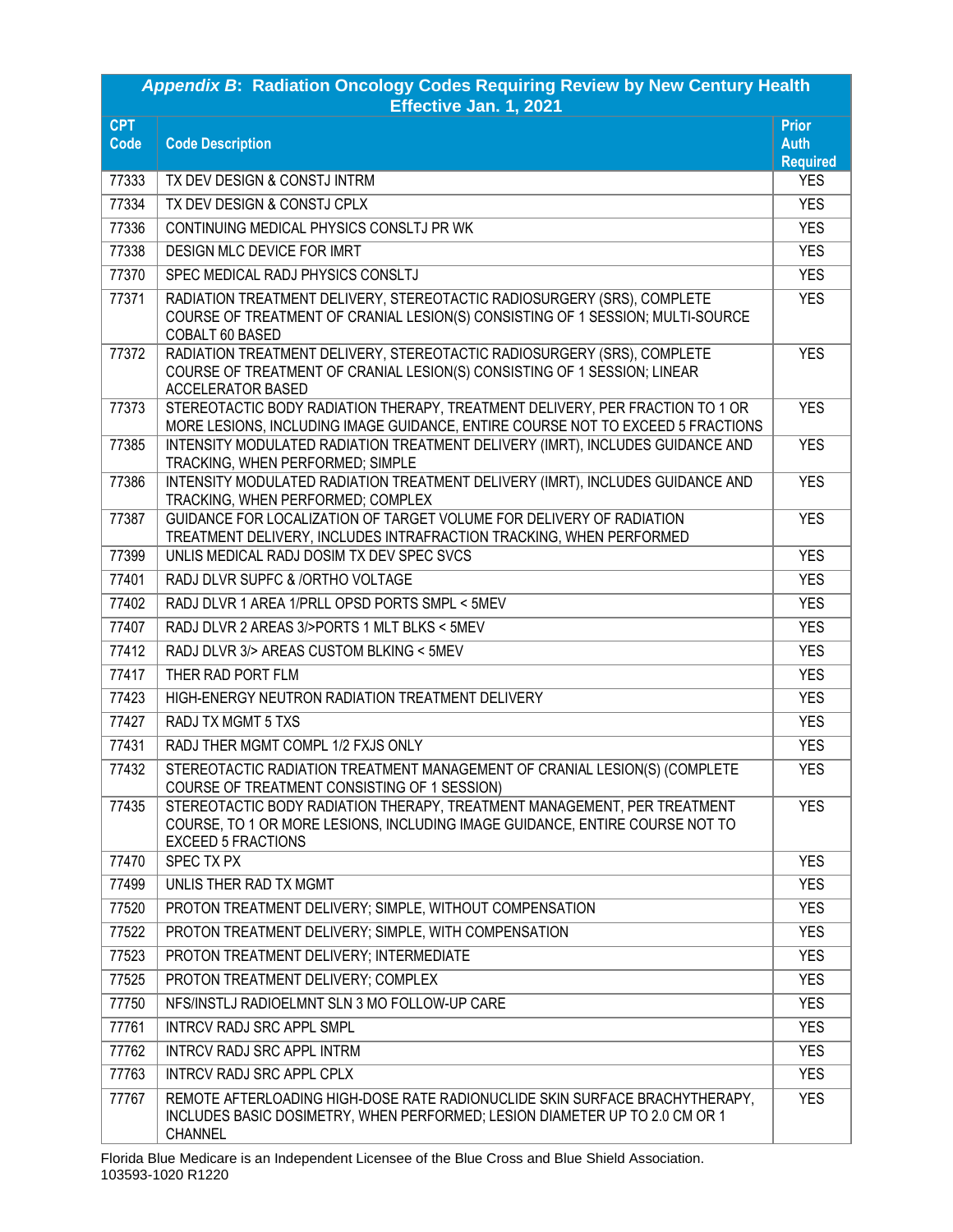| *Appendix B*: Radiation Oncology Codes Requiring Review by New Century Health Effective Jan. 1, 2021 | | |
|---|---|---|
| CPT Code | Code Description | Prior Auth Required |
| 77333 | TX DEV DESIGN & CONSTJ INTRM | YES |
| 77334 | TX DEV DESIGN & CONSTJ CPLX | YES |
| 77336 | CONTINUING MEDICAL PHYSICS CONSLTJ PR WK | YES |
| 77338 | DESIGN MLC DEVICE FOR IMRT | YES |
| 77370 | SPEC MEDICAL RADJ PHYSICS CONSLTJ | YES |
| 77371 | RADIATION TREATMENT DELIVERY, STEREOTACTIC RADIOSURGERY (SRS), COMPLETE COURSE OF TREATMENT OF CRANIAL LESION(S) CONSISTING OF 1 SESSION; MULTI-SOURCE COBALT 60 BASED | YES |
| 77372 | RADIATION TREATMENT DELIVERY, STEREOTACTIC RADIOSURGERY (SRS), COMPLETE COURSE OF TREATMENT OF CRANIAL LESION(S) CONSISTING OF 1 SESSION; LINEAR ACCELERATOR BASED | YES |
| 77373 | STEREOTACTIC BODY RADIATION THERAPY, TREATMENT DELIVERY, PER FRACTION TO 1 OR MORE LESIONS, INCLUDING IMAGE GUIDANCE, ENTIRE COURSE NOT TO EXCEED 5 FRACTIONS | YES |
| 77385 | INTENSITY MODULATED RADIATION TREATMENT DELIVERY (IMRT), INCLUDES GUIDANCE AND TRACKING, WHEN PERFORMED; SIMPLE | YES |
| 77386 | INTENSITY MODULATED RADIATION TREATMENT DELIVERY (IMRT), INCLUDES GUIDANCE AND TRACKING, WHEN PERFORMED; COMPLEX | YES |
| 77387 | GUIDANCE FOR LOCALIZATION OF TARGET VOLUME FOR DELIVERY OF RADIATION TREATMENT DELIVERY, INCLUDES INTRAFRACTION TRACKING, WHEN PERFORMED | YES |
| 77399 | UNLIS MEDICAL RADJ DOSIM TX DEV SPEC SVCS | YES |
| 77401 | RADJ DLVR SUPFC & /ORTHO VOLTAGE | YES |
| 77402 | RADJ DLVR 1 AREA 1/PRLL OPSD PORTS SMPL < 5MEV | YES |
| 77407 | RADJ DLVR 2 AREAS 3/>PORTS 1 MLT BLKS < 5MEV | YES |
| 77412 | RADJ DLVR 3/> AREAS CUSTOM BLKING < 5MEV | YES |
| 77417 | THER RAD PORT FLM | YES |
| 77423 | HIGH-ENERGY NEUTRON RADIATION TREATMENT DELIVERY | YES |
| 77427 | RADJ TX MGMT 5 TXS | YES |
| 77431 | RADJ THER MGMT COMPL 1/2 FXJS ONLY | YES |
| 77432 | STEREOTACTIC RADIATION TREATMENT MANAGEMENT OF CRANIAL LESION(S) (COMPLETE COURSE OF TREATMENT CONSISTING OF 1 SESSION) | YES |
| 77435 | STEREOTACTIC BODY RADIATION THERAPY, TREATMENT MANAGEMENT, PER TREATMENT COURSE, TO 1 OR MORE LESIONS, INCLUDING IMAGE GUIDANCE, ENTIRE COURSE NOT TO EXCEED 5 FRACTIONS | YES |
| 77470 | SPEC TX PX | YES |
| 77499 | UNLIS THER RAD TX MGMT | YES |
| 77520 | PROTON TREATMENT DELIVERY; SIMPLE, WITHOUT COMPENSATION | YES |
| 77522 | PROTON TREATMENT DELIVERY; SIMPLE, WITH COMPENSATION | YES |
| 77523 | PROTON TREATMENT DELIVERY; INTERMEDIATE | YES |
| 77525 | PROTON TREATMENT DELIVERY; COMPLEX | YES |
| 77750 | NFS/INSTLJ RADIOELMNT SLN 3 MO FOLLOW-UP CARE | YES |
| 77761 | INTRCV RADJ SRC APPL SMPL | YES |
| 77762 | INTRCV RADJ SRC APPL INTRM | YES |
| 77763 | INTRCV RADJ SRC APPL CPLX | YES |
| 77767 | REMOTE AFTERLOADING HIGH-DOSE RATE RADIONUCLIDE SKIN SURFACE BRACHYTHERAPY, INCLUDES BASIC DOSIMETRY, WHEN PERFORMED; LESION DIAMETER UP TO 2.0 CM OR 1 CHANNEL | YES |

Florida Blue Medicare is an Independent Licensee of the Blue Cross and Blue Shield Association.
103593-1020 R1220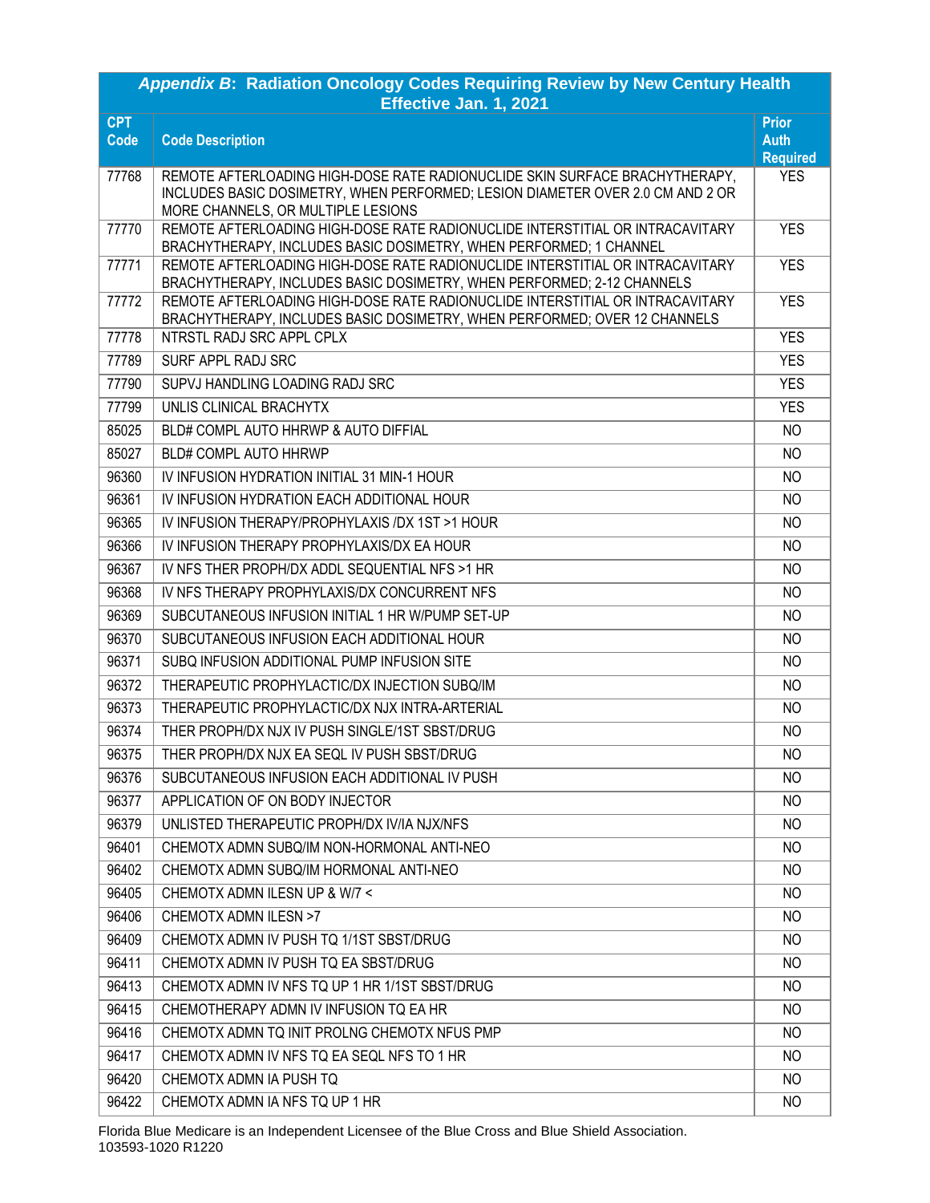| *Appendix B*: Radiation Oncology Codes Requiring Review by New Century Health Effective Jan. 1, 2021 | | |
|---|---|---|
| **CPT Code** | **Code Description** | **Prior Auth Required** |
| 77768 | REMOTE AFTERLOADING HIGH-DOSE RATE RADIONUCLIDE SKIN SURFACE BRACHYTHERAPY, INCLUDES BASIC DOSIMETRY, WHEN PERFORMED; LESION DIAMETER OVER 2.0 CM AND 2 OR MORE CHANNELS, OR MULTIPLE LESIONS | YES |
| 77770 | REMOTE AFTERLOADING HIGH-DOSE RATE RADIONUCLIDE INTERSTITIAL OR INTRACAVITARY BRACHYTHERAPY, INCLUDES BASIC DOSIMETRY, WHEN PERFORMED; 1 CHANNEL | YES |
| 77771 | REMOTE AFTERLOADING HIGH-DOSE RATE RADIONUCLIDE INTERSTITIAL OR INTRACAVITARY BRACHYTHERAPY, INCLUDES BASIC DOSIMETRY, WHEN PERFORMED; 2-12 CHANNELS | YES |
| 77772 | REMOTE AFTERLOADING HIGH-DOSE RATE RADIONUCLIDE INTERSTITIAL OR INTRACAVITARY BRACHYTHERAPY, INCLUDES BASIC DOSIMETRY, WHEN PERFORMED; OVER 12 CHANNELS | YES |
| 77778 | NTRSTL RADJ SRC APPL CPLX | YES |
| 77789 | SURF APPL RADJ SRC | YES |
| 77790 | SUPVJ HANDLING LOADING RADJ SRC | YES |
| 77799 | UNLIS CLINICAL BRACHYTX | YES |
| 85025 | BLD# COMPL AUTO HHRWP & AUTO DIFFIAL | NO |
| 85027 | BLD# COMPL AUTO HHRWP | NO |
| 96360 | IV INFUSION HYDRATION INITIAL 31 MIN-1 HOUR | NO |
| 96361 | IV INFUSION HYDRATION EACH ADDITIONAL HOUR | NO |
| 96365 | IV INFUSION THERAPY/PROPHYLAXIS /DX 1ST >1 HOUR | NO |
| 96366 | IV INFUSION THERAPY PROPHYLAXIS/DX EA HOUR | NO |
| 96367 | IV NFS THER PROPH/DX ADDL SEQUENTIAL NFS >1 HR | NO |
| 96368 | IV NFS THERAPY PROPHYLAXIS/DX CONCURRENT NFS | NO |
| 96369 | SUBCUTANEOUS INFUSION INITIAL 1 HR W/PUMP SET-UP | NO |
| 96370 | SUBCUTANEOUS INFUSION EACH ADDITIONAL HOUR | NO |
| 96371 | SUBQ INFUSION ADDITIONAL PUMP INFUSION SITE | NO |
| 96372 | THERAPEUTIC PROPHYLACTIC/DX INJECTION SUBQ/IM | NO |
| 96373 | THERAPEUTIC PROPHYLACTIC/DX NJX INTRA-ARTERIAL | NO |
| 96374 | THER PROPH/DX NJX IV PUSH SINGLE/1ST SBST/DRUG | NO |
| 96375 | THER PROPH/DX NJX EA SEQL IV PUSH SBST/DRUG | NO |
| 96376 | SUBCUTANEOUS INFUSION EACH ADDITIONAL IV PUSH | NO |
| 96377 | APPLICATION OF ON BODY INJECTOR | NO |
| 96379 | UNLISTED THERAPEUTIC PROPH/DX IV/IA NJX/NFS | NO |
| 96401 | CHEMOTX ADMN SUBQ/IM NON-HORMONAL ANTI-NEO | NO |
| 96402 | CHEMOTX ADMN SUBQ/IM HORMONAL ANTI-NEO | NO |
| 96405 | CHEMOTX ADMN ILESN UP & W/7 < | NO |
| 96406 | CHEMOTX ADMN ILESN >7 | NO |
| 96409 | CHEMOTX ADMN IV PUSH TQ 1/1ST SBST/DRUG | NO |
| 96411 | CHEMOTX ADMN IV PUSH TQ EA SBST/DRUG | NO |
| 96413 | CHEMOTX ADMN IV NFS TQ UP 1 HR 1/1ST SBST/DRUG | NO |
| 96415 | CHEMOTHERAPY ADMN IV INFUSION TQ EA HR | NO |
| 96416 | CHEMOTX ADMN TQ INIT PROLNG CHEMOTX NFUS PMP | NO |
| 96417 | CHEMOTX ADMN IV NFS TQ EA SEQL NFS TO 1 HR | NO |
| 96420 | CHEMOTX ADMN IA PUSH TQ | NO |
| 96422 | CHEMOTX ADMN IA NFS TQ UP 1 HR | NO |

Florida Blue Medicare is an Independent Licensee of the Blue Cross and Blue Shield Association.
103593-1020 R1220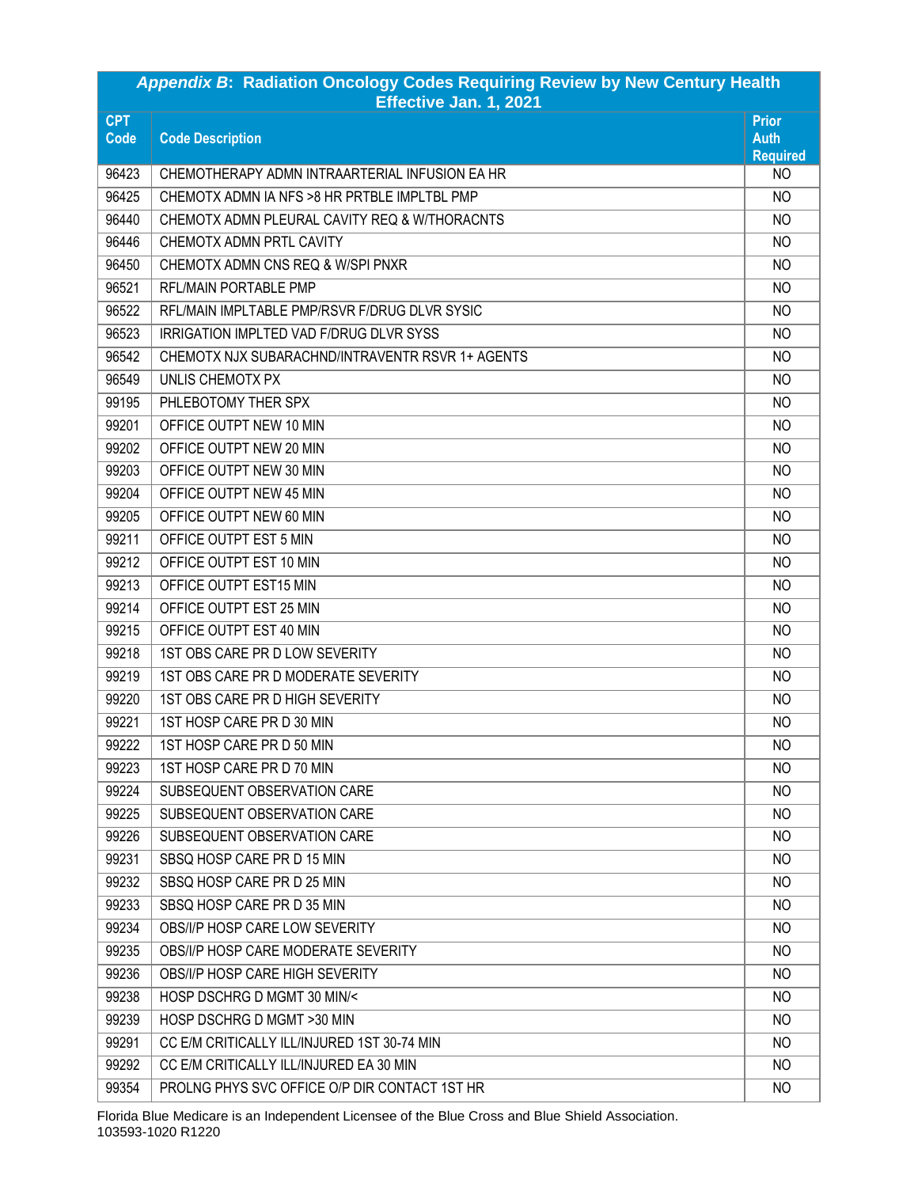| ***Appendix B*: Radiation Oncology Codes Requiring Review by New Century Health Effective Jan. 1, 2021** | | |
|---|---|---|
| **CPT Code** | **Code Description** | **Prior Auth Required** |
| 96423 | CHEMOTHERAPY ADMN INTRAARTERIAL INFUSION EA HR | NO |
| 96425 | CHEMOTX ADMN IA NFS >8 HR PRTBLE IMPLTBL PMP | NO |
| 96440 | CHEMOTX ADMN PLEURAL CAVITY REQ & W/THORACNTS | NO |
| 96446 | CHEMOTX ADMN PRTL CAVITY | NO |
| 96450 | CHEMOTX ADMN CNS REQ & W/SPI PNXR | NO |
| 96521 | RFL/MAIN PORTABLE PMP | NO |
| 96522 | RFL/MAIN IMPLTABLE PMP/RSVR F/DRUG DLVR SYSIC | NO |
| 96523 | IRRIGATION IMPLTED VAD F/DRUG DLVR SYSS | NO |
| 96542 | CHEMOTX NJX SUBARACHND/INTRAVENTR RSVR 1+ AGENTS | NO |
| 96549 | UNLIS CHEMOTX PX | NO |
| 99195 | PHLEBOTOMY THER SPX | NO |
| 99201 | OFFICE OUTPT NEW 10 MIN | NO |
| 99202 | OFFICE OUTPT NEW 20 MIN | NO |
| 99203 | OFFICE OUTPT NEW 30 MIN | NO |
| 99204 | OFFICE OUTPT NEW 45 MIN | NO |
| 99205 | OFFICE OUTPT NEW 60 MIN | NO |
| 99211 | OFFICE OUTPT EST 5 MIN | NO |
| 99212 | OFFICE OUTPT EST 10 MIN | NO |
| 99213 | OFFICE OUTPT EST15 MIN | NO |
| 99214 | OFFICE OUTPT EST 25 MIN | NO |
| 99215 | OFFICE OUTPT EST 40 MIN | NO |
| 99218 | 1ST OBS CARE PR D LOW SEVERITY | NO |
| 99219 | 1ST OBS CARE PR D MODERATE SEVERITY | NO |
| 99220 | 1ST OBS CARE PR D HIGH SEVERITY | NO |
| 99221 | 1ST HOSP CARE PR D 30 MIN | NO |
| 99222 | 1ST HOSP CARE PR D 50 MIN | NO |
| 99223 | 1ST HOSP CARE PR D 70 MIN | NO |
| 99224 | SUBSEQUENT OBSERVATION CARE | NO |
| 99225 | SUBSEQUENT OBSERVATION CARE | NO |
| 99226 | SUBSEQUENT OBSERVATION CARE | NO |
| 99231 | SBSQ HOSP CARE PR D 15 MIN | NO |
| 99232 | SBSQ HOSP CARE PR D 25 MIN | NO |
| 99233 | SBSQ HOSP CARE PR D 35 MIN | NO |
| 99234 | OBS/I/P HOSP CARE LOW SEVERITY | NO |
| 99235 | OBS/I/P HOSP CARE MODERATE SEVERITY | NO |
| 99236 | OBS/I/P HOSP CARE HIGH SEVERITY | NO |
| 99238 | HOSP DSCHRG D MGMT 30 MIN/< | NO |
| 99239 | HOSP DSCHRG D MGMT >30 MIN | NO |
| 99291 | CC E/M CRITICALLY ILL/INJURED 1ST 30-74 MIN | NO |
| 99292 | CC E/M CRITICALLY ILL/INJURED EA 30 MIN | NO |
| 99354 | PROLNG PHYS SVC OFFICE O/P DIR CONTACT 1ST HR | NO |

Florida Blue Medicare is an Independent Licensee of the Blue Cross and Blue Shield Association.
103593-1020 R1220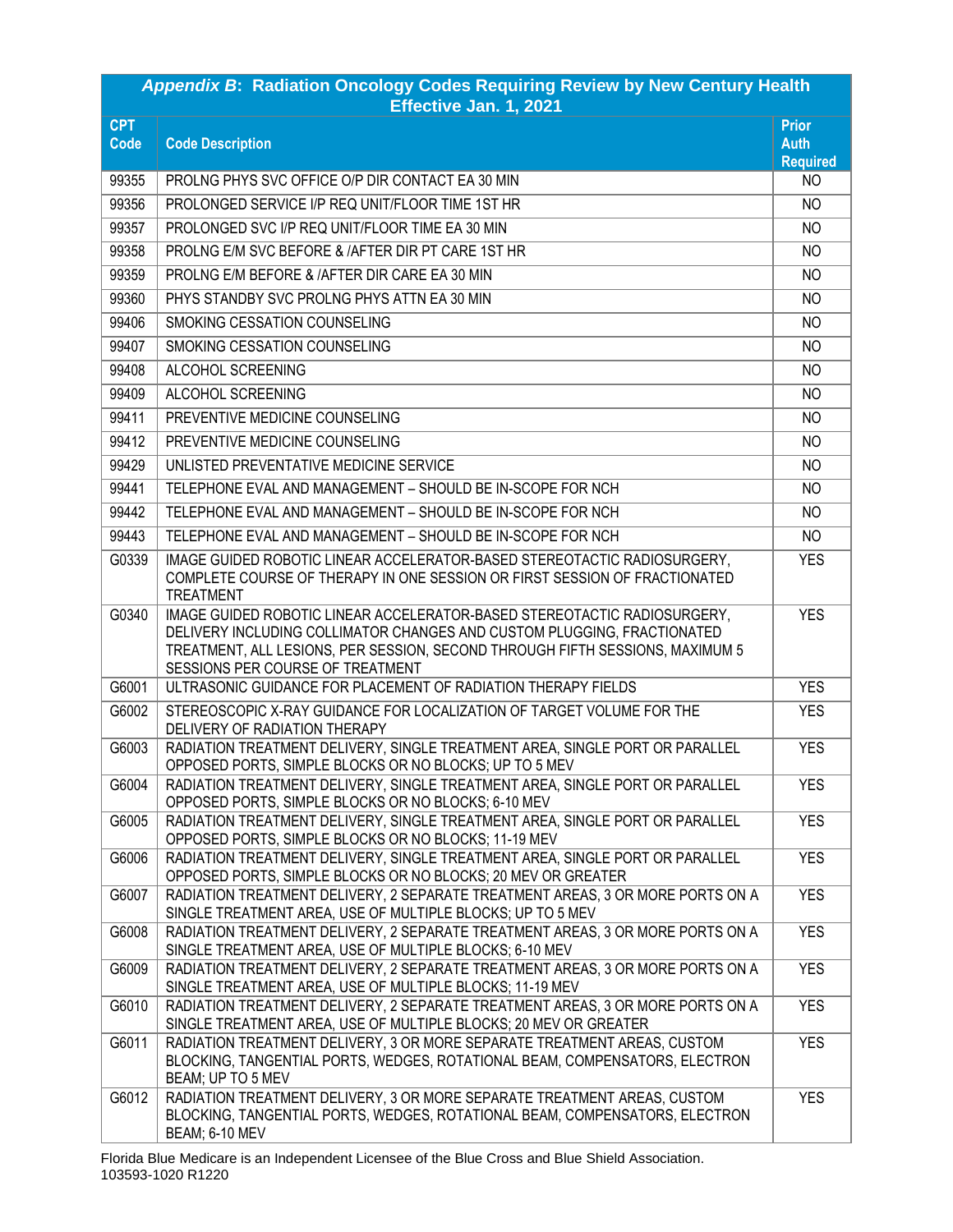| *Appendix B*: Radiation Oncology Codes Requiring Review by New Century Health Effective Jan. 1, 2021 | | |
|---|---|---|
| **CPT Code** | **Code Description** | **Prior Auth Required** |
| 99355 | PROLNG PHYS SVC OFFICE O/P DIR CONTACT EA 30 MIN | NO |
| 99356 | PROLONGED SERVICE I/P REQ UNIT/FLOOR TIME 1ST HR | NO |
| 99357 | PROLONGED SVC I/P REQ UNIT/FLOOR TIME EA 30 MIN | NO |
| 99358 | PROLNG E/M SVC BEFORE & /AFTER DIR PT CARE 1ST HR | NO |
| 99359 | PROLNG E/M BEFORE & /AFTER DIR CARE EA 30 MIN | NO |
| 99360 | PHYS STANDBY SVC PROLNG PHYS ATTN EA 30 MIN | NO |
| 99406 | SMOKING CESSATION COUNSELING | NO |
| 99407 | SMOKING CESSATION COUNSELING | NO |
| 99408 | ALCOHOL SCREENING | NO |
| 99409 | ALCOHOL SCREENING | NO |
| 99411 | PREVENTIVE MEDICINE COUNSELING | NO |
| 99412 | PREVENTIVE MEDICINE COUNSELING | NO |
| 99429 | UNLISTED PREVENTATIVE MEDICINE SERVICE | NO |
| 99441 | TELEPHONE EVAL AND MANAGEMENT – SHOULD BE IN-SCOPE FOR NCH | NO |
| 99442 | TELEPHONE EVAL AND MANAGEMENT – SHOULD BE IN-SCOPE FOR NCH | NO |
| 99443 | TELEPHONE EVAL AND MANAGEMENT – SHOULD BE IN-SCOPE FOR NCH | NO |
| G0339 | IMAGE GUIDED ROBOTIC LINEAR ACCELERATOR-BASED STEREOTACTIC RADIOSURGERY, COMPLETE COURSE OF THERAPY IN ONE SESSION OR FIRST SESSION OF FRACTIONATED TREATMENT | YES |
| G0340 | IMAGE GUIDED ROBOTIC LINEAR ACCELERATOR-BASED STEREOTACTIC RADIOSURGERY, DELIVERY INCLUDING COLLIMATOR CHANGES AND CUSTOM PLUGGING, FRACTIONATED TREATMENT, ALL LESIONS, PER SESSION, SECOND THROUGH FIFTH SESSIONS, MAXIMUM 5 SESSIONS PER COURSE OF TREATMENT | YES |
| G6001 | ULTRASONIC GUIDANCE FOR PLACEMENT OF RADIATION THERAPY FIELDS | YES |
| G6002 | STEREOSCOPIC X-RAY GUIDANCE FOR LOCALIZATION OF TARGET VOLUME FOR THE DELIVERY OF RADIATION THERAPY | YES |
| G6003 | RADIATION TREATMENT DELIVERY, SINGLE TREATMENT AREA, SINGLE PORT OR PARALLEL OPPOSED PORTS, SIMPLE BLOCKS OR NO BLOCKS; UP TO 5 MEV | YES |
| G6004 | RADIATION TREATMENT DELIVERY, SINGLE TREATMENT AREA, SINGLE PORT OR PARALLEL OPPOSED PORTS, SIMPLE BLOCKS OR NO BLOCKS; 6-10 MEV | YES |
| G6005 | RADIATION TREATMENT DELIVERY, SINGLE TREATMENT AREA, SINGLE PORT OR PARALLEL OPPOSED PORTS, SIMPLE BLOCKS OR NO BLOCKS; 11-19 MEV | YES |
| G6006 | RADIATION TREATMENT DELIVERY, SINGLE TREATMENT AREA, SINGLE PORT OR PARALLEL OPPOSED PORTS, SIMPLE BLOCKS OR NO BLOCKS; 20 MEV OR GREATER | YES |
| G6007 | RADIATION TREATMENT DELIVERY, 2 SEPARATE TREATMENT AREAS, 3 OR MORE PORTS ON A SINGLE TREATMENT AREA, USE OF MULTIPLE BLOCKS; UP TO 5 MEV | YES |
| G6008 | RADIATION TREATMENT DELIVERY, 2 SEPARATE TREATMENT AREAS, 3 OR MORE PORTS ON A SINGLE TREATMENT AREA, USE OF MULTIPLE BLOCKS; 6-10 MEV | YES |
| G6009 | RADIATION TREATMENT DELIVERY, 2 SEPARATE TREATMENT AREAS, 3 OR MORE PORTS ON A SINGLE TREATMENT AREA, USE OF MULTIPLE BLOCKS; 11-19 MEV | YES |
| G6010 | RADIATION TREATMENT DELIVERY, 2 SEPARATE TREATMENT AREAS, 3 OR MORE PORTS ON A SINGLE TREATMENT AREA, USE OF MULTIPLE BLOCKS; 20 MEV OR GREATER | YES |
| G6011 | RADIATION TREATMENT DELIVERY, 3 OR MORE SEPARATE TREATMENT AREAS, CUSTOM BLOCKING, TANGENTIAL PORTS, WEDGES, ROTATIONAL BEAM, COMPENSATORS, ELECTRON BEAM; UP TO 5 MEV | YES |
| G6012 | RADIATION TREATMENT DELIVERY, 3 OR MORE SEPARATE TREATMENT AREAS, CUSTOM BLOCKING, TANGENTIAL PORTS, WEDGES, ROTATIONAL BEAM, COMPENSATORS, ELECTRON BEAM; 6-10 MEV | YES |

Florida Blue Medicare is an Independent Licensee of the Blue Cross and Blue Shield Association.
103593-1020 R1220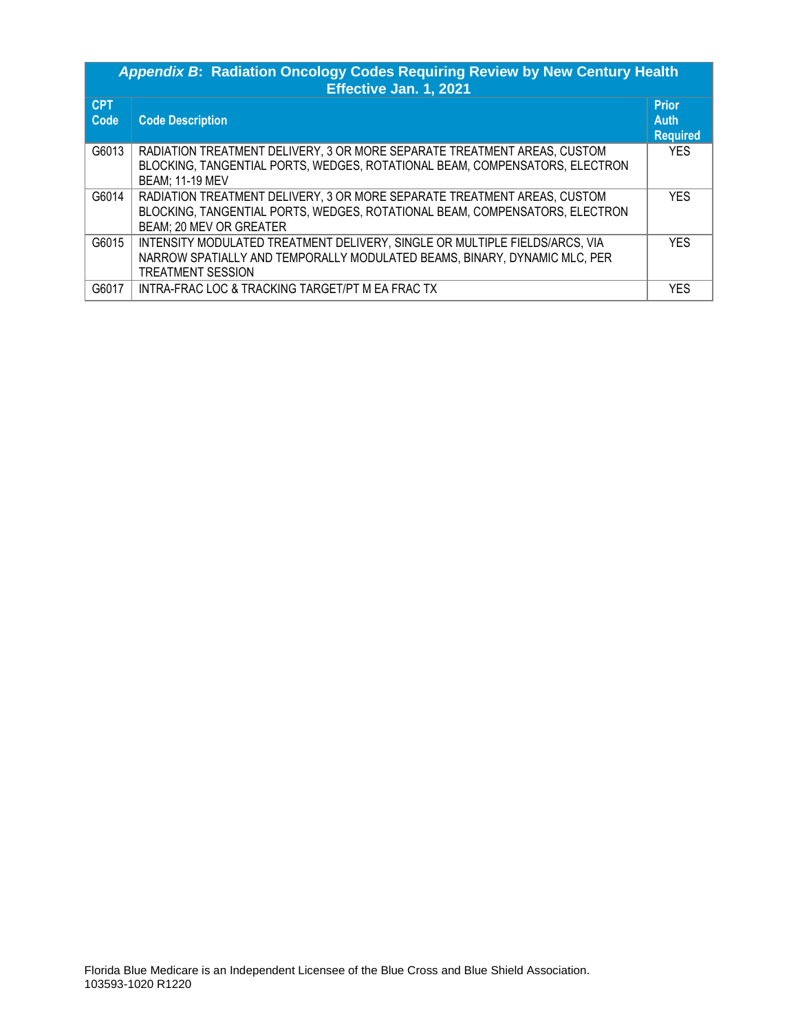| ***Appendix B*: Radiation Oncology Codes Requiring Review by New Century Health Effective Jan. 1, 2021** | | |
|---|---|---|
| **CPT Code** | **Code Description** | **Prior Auth Required** |
| G6013 | RADIATION TREATMENT DELIVERY, 3 OR MORE SEPARATE TREATMENT AREAS, CUSTOM BLOCKING, TANGENTIAL PORTS, WEDGES, ROTATIONAL BEAM, COMPENSATORS, ELECTRON BEAM; 11-19 MEV | YES |
| G6014 | RADIATION TREATMENT DELIVERY, 3 OR MORE SEPARATE TREATMENT AREAS, CUSTOM BLOCKING, TANGENTIAL PORTS, WEDGES, ROTATIONAL BEAM, COMPENSATORS, ELECTRON BEAM; 20 MEV OR GREATER | YES |
| G6015 | INTENSITY MODULATED TREATMENT DELIVERY, SINGLE OR MULTIPLE FIELDS/ARCS, VIA NARROW SPATIALLY AND TEMPORALLY MODULATED BEAMS, BINARY, DYNAMIC MLC, PER TREATMENT SESSION | YES |
| G6017 | INTRA-FRAC LOC & TRACKING TARGET/PT M EA FRAC TX | YES |

Florida Blue Medicare is an Independent Licensee of the Blue Cross and Blue Shield Association.
103593-1020 R1220